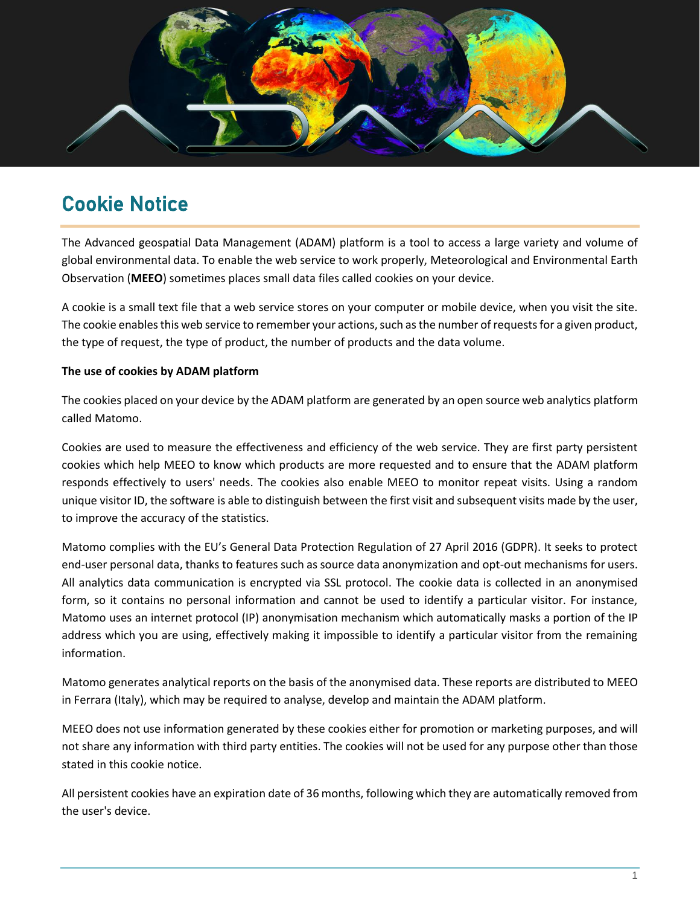# Cookie Notice

The Advanced geospatial Data Management (ADAM) platform is a tool to access a large variety and volume of global environmental data. To enable the web service to work properly, Meteorological and Environmental Earth Observation (**MEEO**) sometimes places small data files called cookies on your device.

A cookie is a small text file that a web service stores on your computer or mobile device, when you visit the site. The cookie enables this web service to remember your actions, such as the number of requests for a given product, the type of request, the type of product, the number of products and the data volume.

**The use of cookies by ADAM platform**

The cookies placed on your device by the ADAM platform are generated by an open source web analytics platform called Matomo.

Cookies are used to measure the effectiveness and efficiency of the web service. They are first party persistent cookies which help MEEO to know which products are more requested and to ensure that the ADAM platform responds effectively to users' needs. The cookies also enable MEEO to monitor repeat visits. Using a random unique visitor ID, the software is able to distinguish between the first visit and subsequent visits made by the user, to improve the accuracy of the statistics.

Matomo complies with the EU's General Data Protection Regulation of 27 April 2016 (GDPR). It seeks to protect end-user personal data, thanks to features such as source data anonymization and opt-out mechanisms for users. All analytics data communication is encrypted via SSL protocol. The cookie data is collected in an anonymised form, so it contains no personal information and cannot be used to identify a particular visitor. For instance, Matomo uses an internet protocol (IP) anonymisation mechanism which automatically masks a portion of the IP address which you are using, effectively making it impossible to identify a particular visitor from the remaining information.

Matomo generates analytical reports on the basis of the anonymised data. These reports are distributed to MEEO in Ferrara (Italy), which may be required to analyse, develop and maintain the ADAM platform.

MEEO does not use information generated by these cookies either for promotion or marketing purposes, and will not share any information with third party entities. The cookies will not be used for any purpose other than those stated in this cookie notice.

All persistent cookies have an expiration date of 36 months, following which they are automatically removed from the user's device.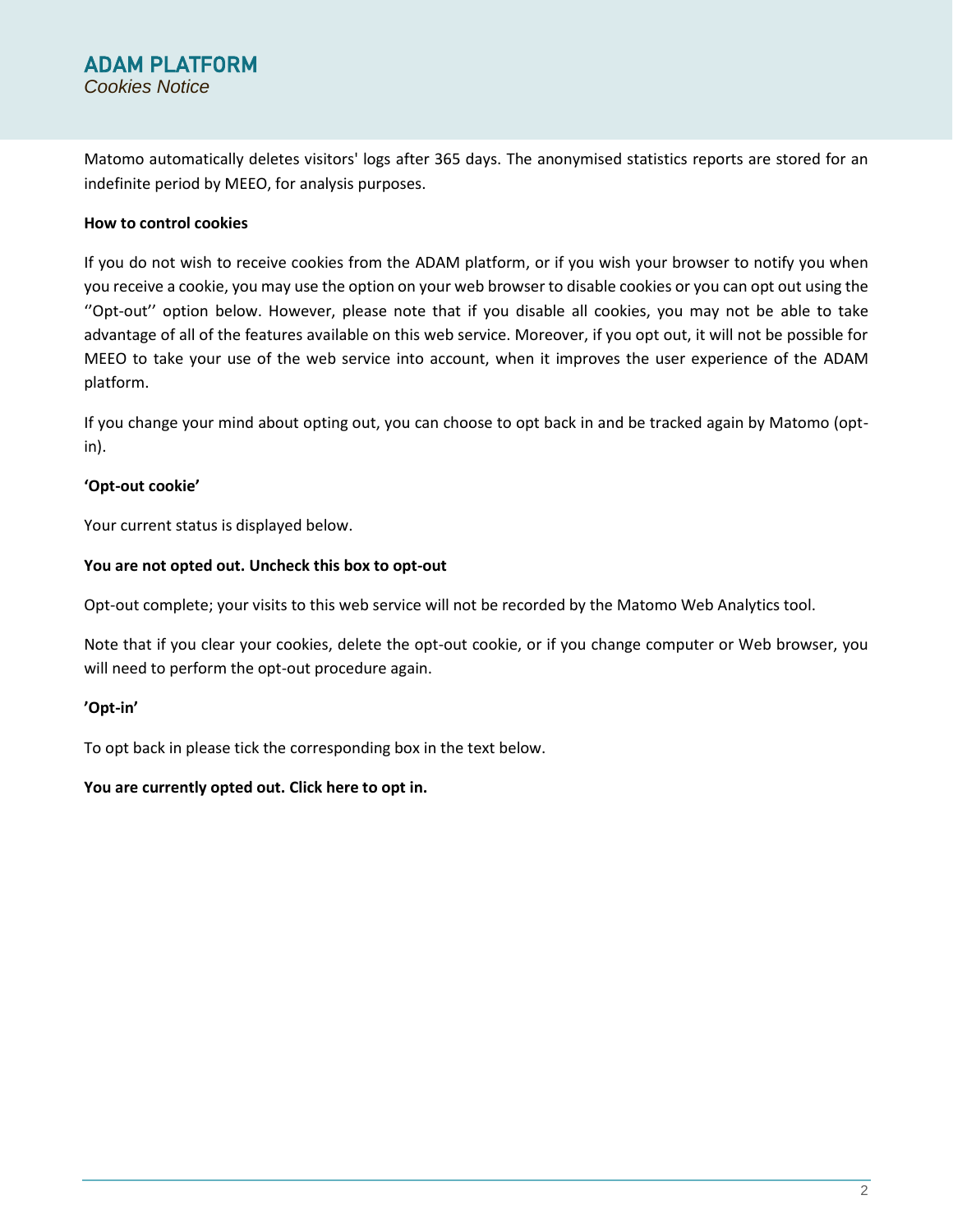Matomo automatically deletes visitors' logs after 365 days. The anonymised statistics reports are stored for an indefinite period by MEEO, for analysis purposes.

**How to control cookies**

If you do not wish to receive cookies from the ADAM platform, or if you wish your browser to notify you when you receive a cookie, you may use the option on your web browser to disable cookies or you can opt out using the ''Opt-out'' option below. However, please note that if you disable all cookies, you may not be able to take advantage of all of the features available on this web service. Moreover, if you opt out, it will not be possible for MEEO to take your use of the web service into account, when it improves the user experience of the ADAM platform.

If you change your mind about opting out, you can choose to opt back in and be tracked again by Matomo (opt-in).

**'Opt-out cookie'**

Your current status is displayed below.

**You are not opted out. Uncheck this box to opt-out**

Opt-out complete; your visits to this web service will not be recorded by the Matomo Web Analytics tool.

Note that if you clear your cookies, delete the opt-out cookie, or if you change computer or Web browser, you will need to perform the opt-out procedure again.

**'Opt-in'**

To opt back in please tick the corresponding box in the text below.

**You are currently opted out. Click here to opt in.**